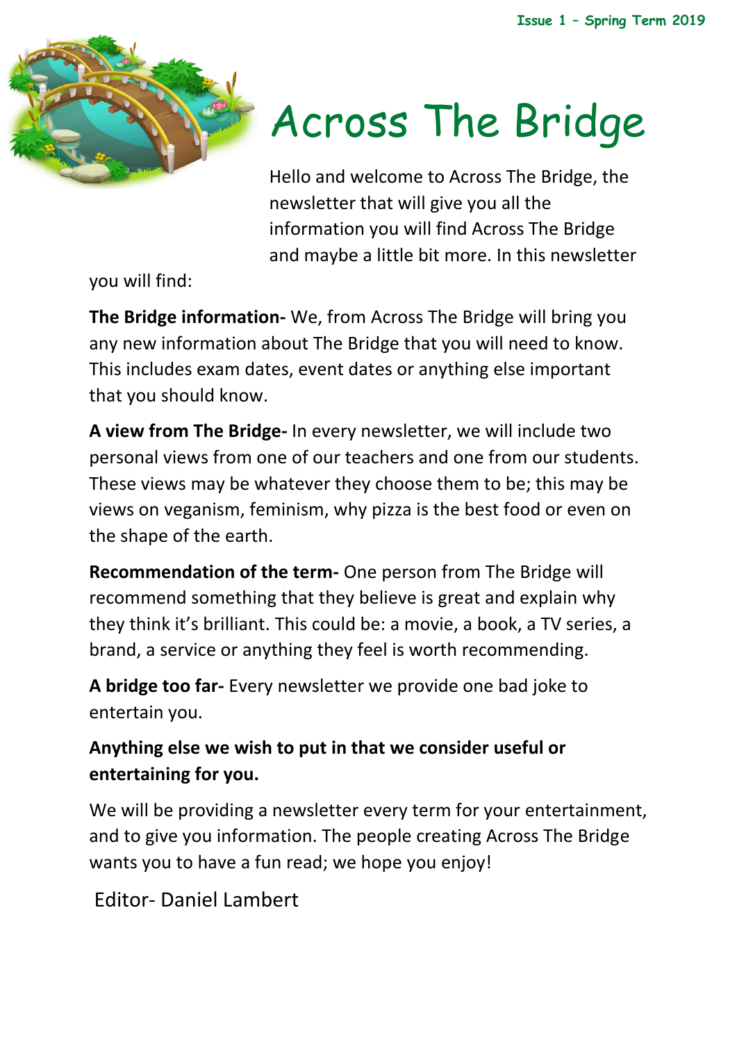Issue 1 – Spring Term 2019

# Across The Bridge

Hello and welcome to Across The Bridge, the newsletter that will give you all the information you will find Across The Bridge and maybe a little bit more. In this newsletter you will find:

**The Bridge information-** We, from Across The Bridge will bring you any new information about The Bridge that you will need to know. This includes exam dates, event dates or anything else important that you should know.

**A view from The Bridge-** In every newsletter, we will include two personal views from one of our teachers and one from our students. These views may be whatever they choose them to be; this may be views on veganism, feminism, why pizza is the best food or even on the shape of the earth.

**Recommendation of the term-** One person from The Bridge will recommend something that they believe is great and explain why they think it's brilliant. This could be: a movie, a book, a TV series, a brand, a service or anything they feel is worth recommending.

**A bridge too far-** Every newsletter we provide one bad joke to entertain you.

**Anything else we wish to put in that we consider useful or entertaining for you.**

We will be providing a newsletter every term for your entertainment, and to give you information. The people creating Across The Bridge wants you to have a fun read; we hope you enjoy!

Editor- Daniel Lambert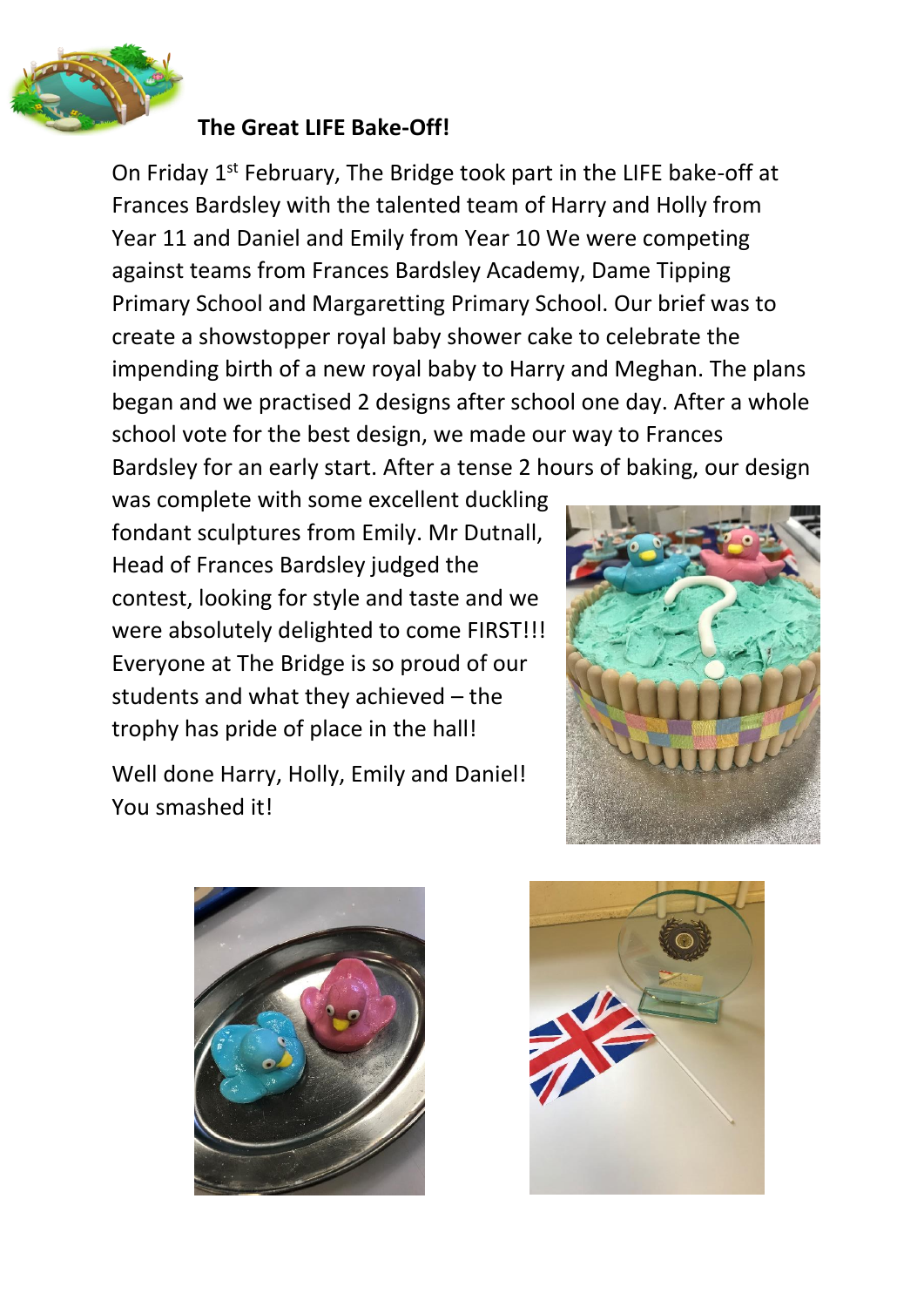## The Great LIFE Bake-Off!

On Friday 1st February, The Bridge took part in the LIFE bake-off at Frances Bardsley with the talented team of Harry and Holly from Year 11 and Daniel and Emily from Year 10 We were competing against teams from Frances Bardsley Academy, Dame Tipping Primary School and Margaretting Primary School. Our brief was to create a showstopper royal baby shower cake to celebrate the impending birth of a new royal baby to Harry and Meghan. The plans began and we practised 2 designs after school one day. After a whole school vote for the best design, we made our way to Frances Bardsley for an early start. After a tense 2 hours of baking, our design was complete with some excellent duckling fondant sculptures from Emily. Mr Dutnall, Head of Frances Bardsley judged the contest, looking for style and taste and we were absolutely delighted to come FIRST!!! Everyone at The Bridge is so proud of our students and what they achieved – the trophy has pride of place in the hall!

Well done Harry, Holly, Emily and Daniel! You smashed it!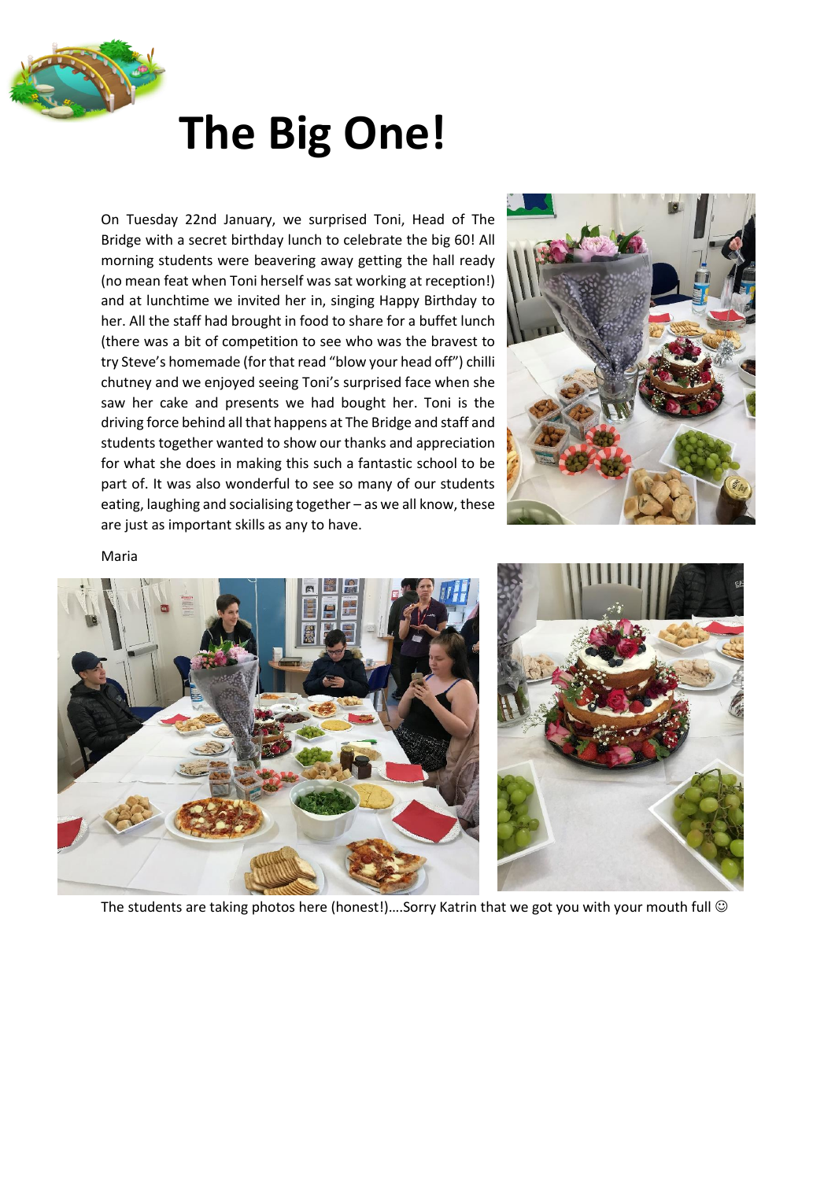# The Big One!

On Tuesday 22nd January, we surprised Toni, Head of The Bridge with a secret birthday lunch to celebrate the big 60! All morning students were beavering away getting the hall ready (no mean feat when Toni herself was sat working at reception!) and at lunchtime we invited her in, singing Happy Birthday to her. All the staff had brought in food to share for a buffet lunch (there was a bit of competition to see who was the bravest to try Steve's homemade (for that read "blow your head off") chilli chutney and we enjoyed seeing Toni's surprised face when she saw her cake and presents we had bought her. Toni is the driving force behind all that happens at The Bridge and staff and students together wanted to show our thanks and appreciation for what she does in making this such a fantastic school to be part of. It was also wonderful to see so many of our students eating, laughing and socialising together – as we all know, these are just as important skills as any to have.

Maria

The students are taking photos here (honest!)….Sorry Katrin that we got you with your mouth full ☺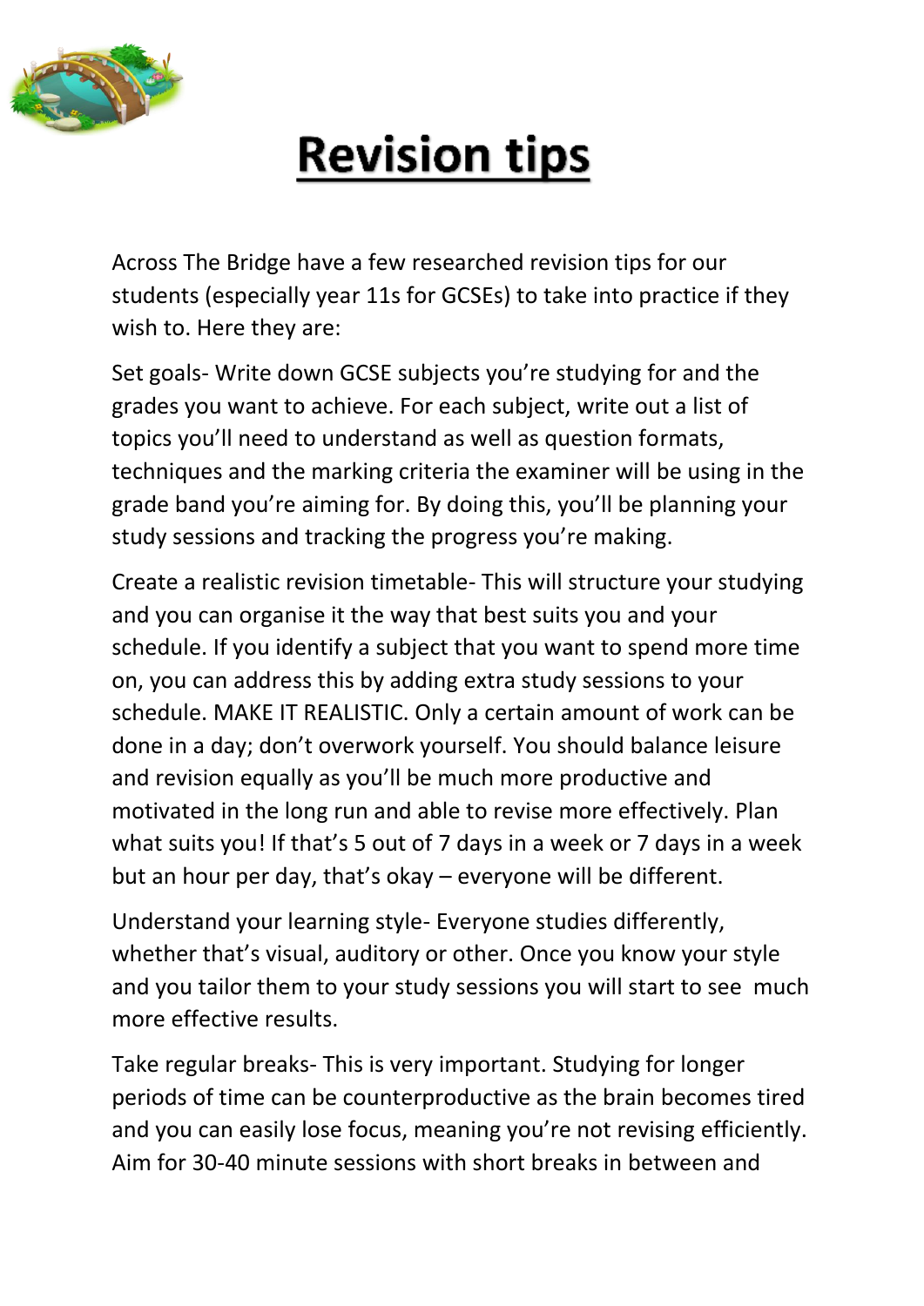# Revision tips

Across The Bridge have a few researched revision tips for our students (especially year 11s for GCSEs) to take into practice if they wish to. Here they are:

Set goals- Write down GCSE subjects you're studying for and the grades you want to achieve. For each subject, write out a list of topics you'll need to understand as well as question formats, techniques and the marking criteria the examiner will be using in the grade band you're aiming for. By doing this, you'll be planning your study sessions and tracking the progress you're making.

Create a realistic revision timetable- This will structure your studying and you can organise it the way that best suits you and your schedule. If you identify a subject that you want to spend more time on, you can address this by adding extra study sessions to your schedule. MAKE IT REALISTIC. Only a certain amount of work can be done in a day; don't overwork yourself. You should balance leisure and revision equally as you'll be much more productive and motivated in the long run and able to revise more effectively. Plan what suits you! If that's 5 out of 7 days in a week or 7 days in a week but an hour per day, that's okay – everyone will be different.

Understand your learning style- Everyone studies differently, whether that's visual, auditory or other. Once you know your style and you tailor them to your study sessions you will start to see much more effective results.

Take regular breaks- This is very important. Studying for longer periods of time can be counterproductive as the brain becomes tired and you can easily lose focus, meaning you're not revising efficiently. Aim for 30-40 minute sessions with short breaks in between and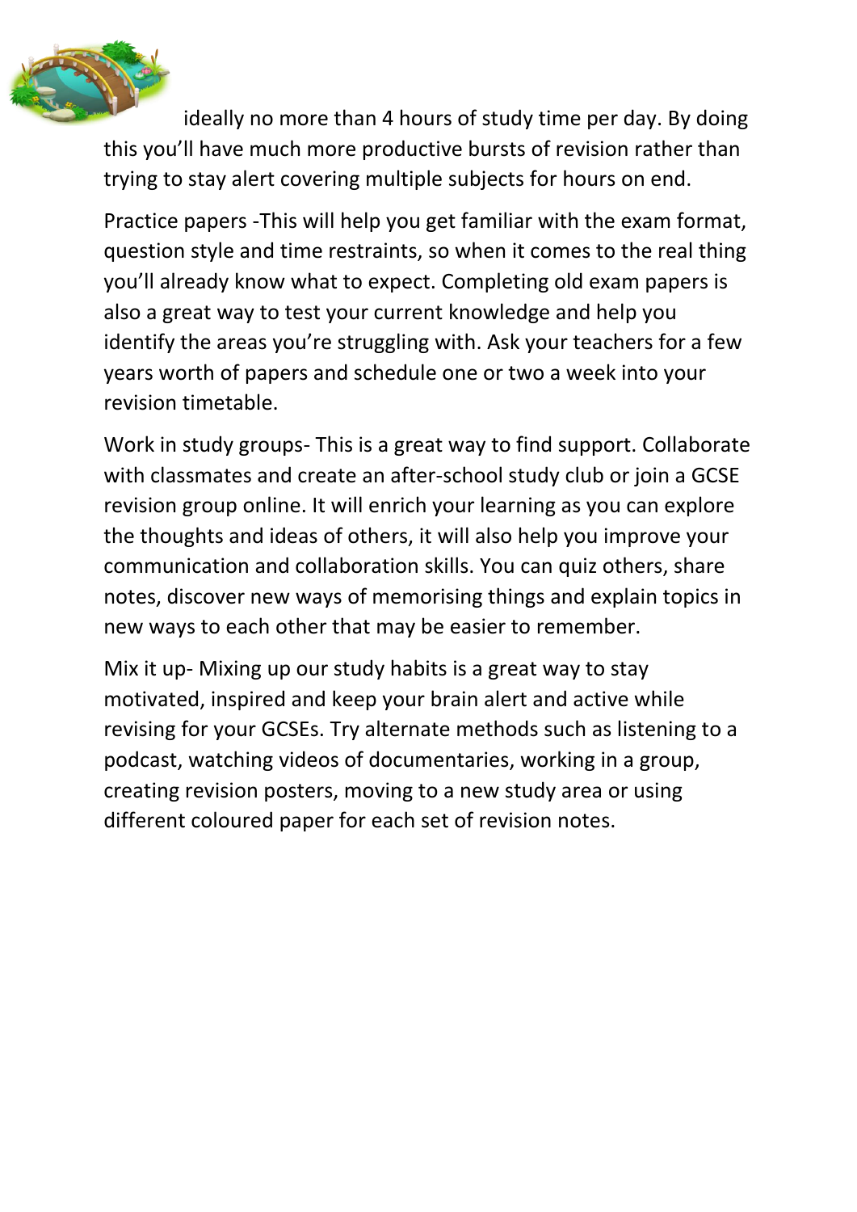ideally no more than 4 hours of study time per day. By doing this you'll have much more productive bursts of revision rather than trying to stay alert covering multiple subjects for hours on end.

Practice papers -This will help you get familiar with the exam format, question style and time restraints, so when it comes to the real thing you'll already know what to expect. Completing old exam papers is also a great way to test your current knowledge and help you identify the areas you're struggling with. Ask your teachers for a few years worth of papers and schedule one or two a week into your revision timetable.

Work in study groups- This is a great way to find support. Collaborate with classmates and create an after-school study club or join a GCSE revision group online. It will enrich your learning as you can explore the thoughts and ideas of others, it will also help you improve your communication and collaboration skills. You can quiz others, share notes, discover new ways of memorising things and explain topics in new ways to each other that may be easier to remember.

Mix it up- Mixing up our study habits is a great way to stay motivated, inspired and keep your brain alert and active while revising for your GCSEs. Try alternate methods such as listening to a podcast, watching videos of documentaries, working in a group, creating revision posters, moving to a new study area or using different coloured paper for each set of revision notes.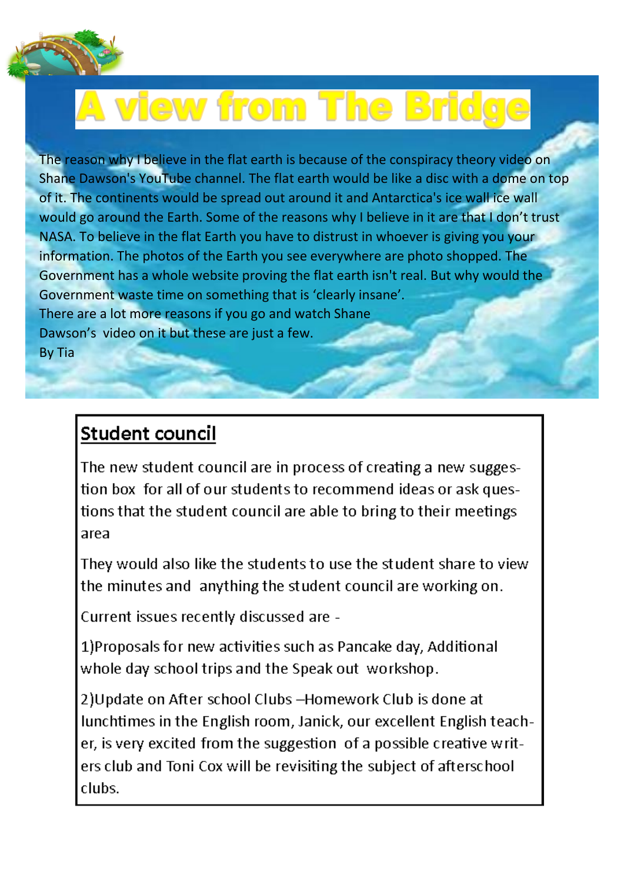# A view from The Bridge

The reason why I believe in the flat earth is because of the conspiracy theory video on Shane Dawson's YouTube channel. The flat earth would be like a disc with a dome on top of it. The continents would be spread out around it and Antarctica's ice wall ice wall would go around the Earth. Some of the reasons why I believe in it are that I don't trust NASA. To believe in the flat Earth you have to distrust in whoever is giving you your information. The photos of the Earth you see everywhere are photo shopped. The Government has a whole website proving the flat earth isn't real. But why would the Government waste time on something that is 'clearly insane'.
There are a lot more reasons if you go and watch Shane Dawson's video on it but these are just a few.
By Tia

## Student council

The new student council are in process of creating a new suggestion box for all of our students to recommend ideas or ask questions that the student council are able to bring to their meetings area

They would also like the students to use the student share to view the minutes and anything the student council are working on.

Current issues recently discussed are -

1)Proposals for new activities such as Pancake day, Additional whole day school trips and the Speak out workshop.

2)Update on After school Clubs –Homework Club is done at lunchtimes in the English room, Janick, our excellent English teacher, is very excited from the suggestion of a possible creative writers club and Toni Cox will be revisiting the subject of afterschool clubs.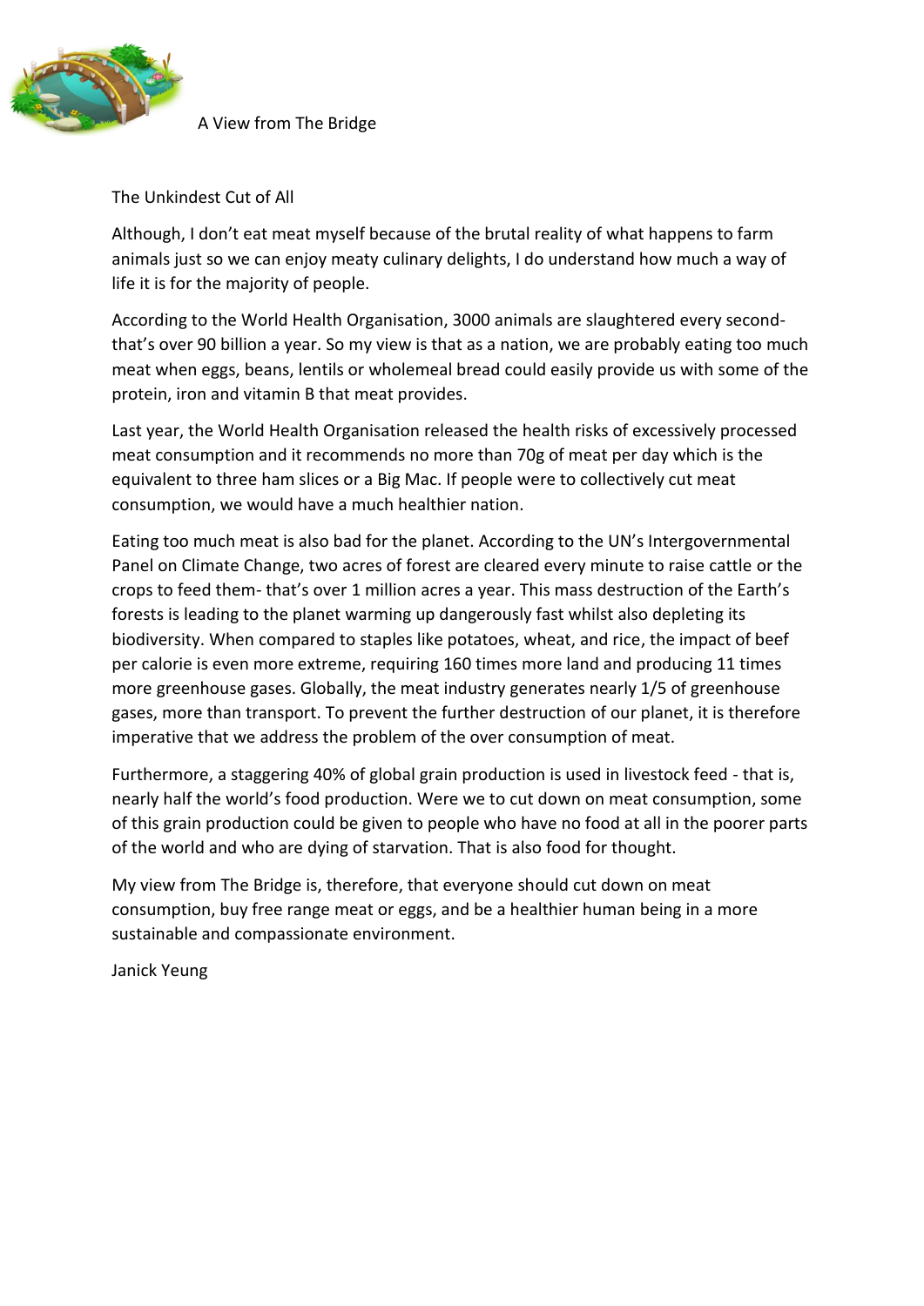A View from The Bridge

## The Unkindest Cut of All

Although, I don't eat meat myself because of the brutal reality of what happens to farm animals just so we can enjoy meaty culinary delights, I do understand how much a way of life it is for the majority of people.

According to the World Health Organisation, 3000 animals are slaughtered every second- that's over 90 billion a year. So my view is that as a nation, we are probably eating too much meat when eggs, beans, lentils or wholemeal bread could easily provide us with some of the protein, iron and vitamin B that meat provides.

Last year, the World Health Organisation released the health risks of excessively processed meat consumption and it recommends no more than 70g of meat per day which is the equivalent to three ham slices or a Big Mac. If people were to collectively cut meat consumption, we would have a much healthier nation.

Eating too much meat is also bad for the planet. According to the UN's Intergovernmental Panel on Climate Change, two acres of forest are cleared every minute to raise cattle or the crops to feed them- that's over 1 million acres a year. This mass destruction of the Earth's forests is leading to the planet warming up dangerously fast whilst also depleting its biodiversity. When compared to staples like potatoes, wheat, and rice, the impact of beef per calorie is even more extreme, requiring 160 times more land and producing 11 times more greenhouse gases. Globally, the meat industry generates nearly 1/5 of greenhouse gases, more than transport. To prevent the further destruction of our planet, it is therefore imperative that we address the problem of the over consumption of meat.

Furthermore, a staggering 40% of global grain production is used in livestock feed - that is, nearly half the world's food production. Were we to cut down on meat consumption, some of this grain production could be given to people who have no food at all in the poorer parts of the world and who are dying of starvation. That is also food for thought.

My view from The Bridge is, therefore, that everyone should cut down on meat consumption, buy free range meat or eggs, and be a healthier human being in a more sustainable and compassionate environment.

Janick Yeung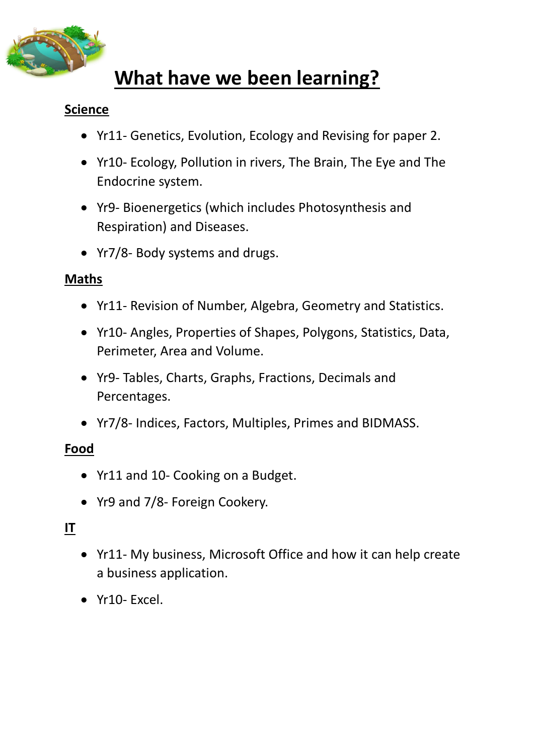# What have we been learning?

**Science**

- Yr11- Genetics, Evolution, Ecology and Revising for paper 2.
- Yr10- Ecology, Pollution in rivers, The Brain, The Eye and The Endocrine system.
- Yr9- Bioenergetics (which includes Photosynthesis and Respiration) and Diseases.
- Yr7/8- Body systems and drugs.

**Maths**

- Yr11- Revision of Number, Algebra, Geometry and Statistics.
- Yr10- Angles, Properties of Shapes, Polygons, Statistics, Data, Perimeter, Area and Volume.
- Yr9- Tables, Charts, Graphs, Fractions, Decimals and Percentages.
- Yr7/8- Indices, Factors, Multiples, Primes and BIDMASS.

**Food**

- Yr11 and 10- Cooking on a Budget.
- Yr9 and 7/8- Foreign Cookery.

**IT**

- Yr11- My business, Microsoft Office and how it can help create a business application.
- Yr10- Excel.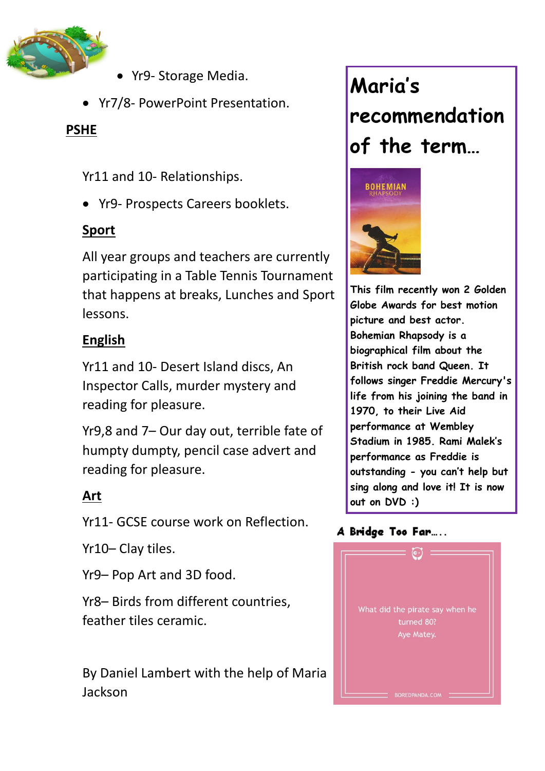- Yr9- Storage Media.
- Yr7/8- PowerPoint Presentation.

## PSHE

Yr11 and 10- Relationships.

- Yr9- Prospects Careers booklets.

## Sport

All year groups and teachers are currently participating in a Table Tennis Tournament that happens at breaks, Lunches and Sport lessons.

## English

Yr11 and 10- Desert Island discs, An Inspector Calls, murder mystery and reading for pleasure.

Yr9,8 and 7– Our day out, terrible fate of humpty dumpty, pencil case advert and reading for pleasure.

## Art

Yr11- GCSE course work on Reflection.

Yr10– Clay tiles.

Yr9– Pop Art and 3D food.

Yr8– Birds from different countries, feather tiles ceramic.

By Daniel Lambert with the help of Maria Jackson

## Maria's recommendation of the term…

BOHEMIAN RHAPSODY

This film recently won 2 Golden Globe Awards for best motion picture and best actor. Bohemian Rhapsody is a biographical film about the British rock band Queen. It follows singer Freddie Mercury's life from his joining the band in 1970, to their Live Aid performance at Wembley Stadium in 1985. Rami Malek's performance as Freddie is outstanding - you can't help but sing along and love it! It is now out on DVD :)

**A Bridge Too Far…..**

What did the pirate say when he turned 80?
Aye Matey.

BOREDPANDA.COM